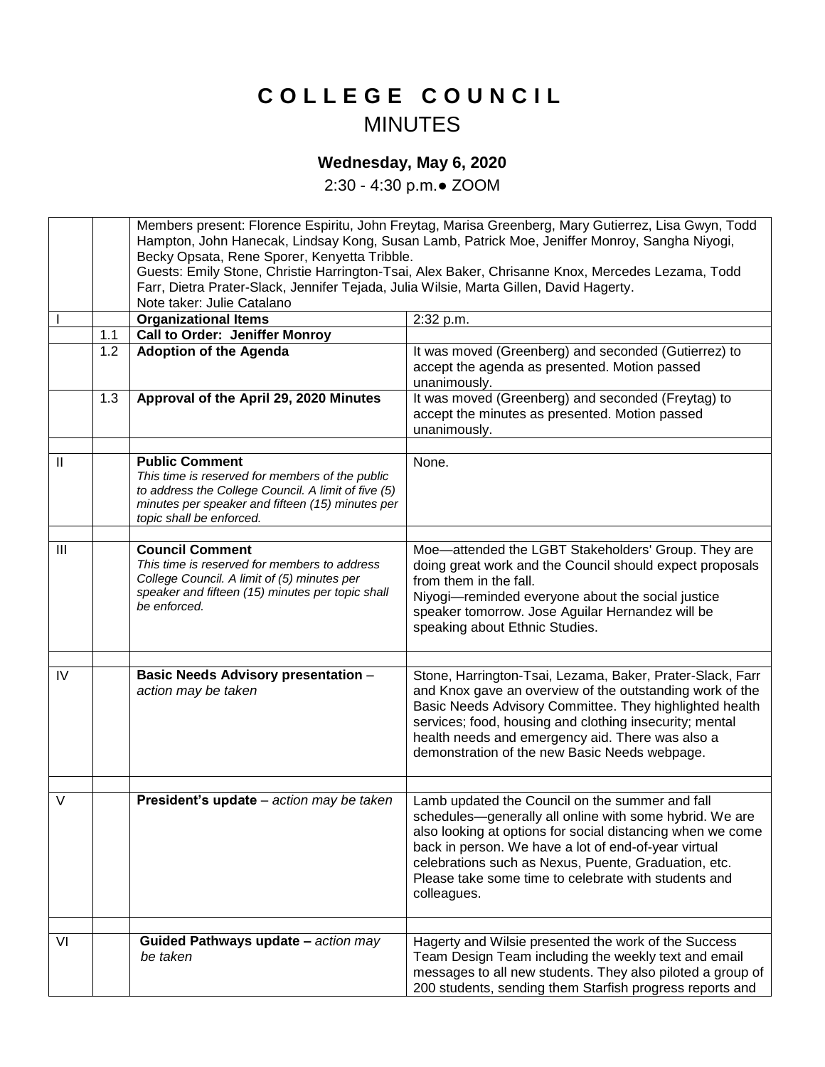# COLLEGE COUNCIL

## MINUTES

### Wednesday, May 6, 2020

2:30 - 4:30 p.m.● ZOOM

| | | | |
|---|---|---|---|
| | | Members present: Florence Espiritu, John Freytag, Marisa Greenberg, Mary Gutierrez, Lisa Gwyn, Todd Hampton, John Hanecak, Lindsay Kong, Susan Lamb, Patrick Moe, Jeniffer Monroy, Sangha Niyogi, Becky Opsata, Rene Sporer, Kenyetta Tribble.<br>Guests: Emily Stone, Christie Harrington-Tsai, Alex Baker, Chrisanne Knox, Mercedes Lezama, Todd Farr, Dietra Prater-Slack, Jennifer Tejada, Julia Wilsie, Marta Gillen, David Hagerty.<br>Note taker: Julie Catalano | |
| I | | **Organizational Items** | 2:32 p.m. |
| | 1.1 | **Call to Order: Jeniffer Monroy** | |
| | 1.2 | **Adoption of the Agenda** | It was moved (Greenberg) and seconded (Gutierrez) to accept the agenda as presented. Motion passed unanimously. |
| | 1.3 | **Approval of the April 29, 2020 Minutes** | It was moved (Greenberg) and seconded (Freytag) to accept the minutes as presented. Motion passed unanimously. |
| | | | |
| II | | **Public Comment**<br>*This time is reserved for members of the public to address the College Council. A limit of five (5) minutes per speaker and fifteen (15) minutes per topic shall be enforced.* | None. |
| | | | |
| III | | **Council Comment**<br>*This time is reserved for members to address College Council. A limit of (5) minutes per speaker and fifteen (15) minutes per topic shall be enforced.* | Moe—attended the LGBT Stakeholders' Group. They are doing great work and the Council should expect proposals from them in the fall.<br>Niyogi—reminded everyone about the social justice speaker tomorrow. Jose Aguilar Hernandez will be speaking about Ethnic Studies. |
| | | | |
| IV | | **Basic Needs Advisory presentation** – *action may be taken* | Stone, Harrington-Tsai, Lezama, Baker, Prater-Slack, Farr and Knox gave an overview of the outstanding work of the Basic Needs Advisory Committee. They highlighted health services; food, housing and clothing insecurity; mental health needs and emergency aid. There was also a demonstration of the new Basic Needs webpage. |
| | | | |
| V | | **President's update** – *action may be taken* | Lamb updated the Council on the summer and fall schedules—generally all online with some hybrid. We are also looking at options for social distancing when we come back in person. We have a lot of end-of-year virtual celebrations such as Nexus, Puente, Graduation, etc. Please take some time to celebrate with students and colleagues. |
| | | | |
| VI | | **Guided Pathways update –** *action may be taken* | Hagerty and Wilsie presented the work of the Success Team Design Team including the weekly text and email messages to all new students. They also piloted a group of 200 students, sending them Starfish progress reports and |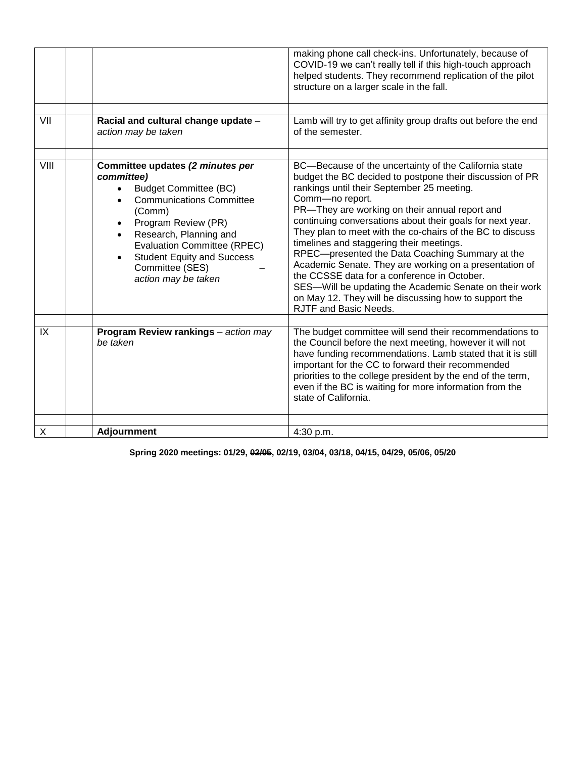| | | | |
|---|---|---|---|
| | | | making phone call check-ins. Unfortunately, because of COVID-19 we can't really tell if this high-touch approach helped students. They recommend replication of the pilot structure on a larger scale in the fall. |
| | | | |
| VII | | **Racial and cultural change update** – *action may be taken* | Lamb will try to get affinity group drafts out before the end of the semester. |
| | | | |
| VIII | | **Committee updates *(2 minutes per committee)***<br>• Budget Committee (BC)<br>• Communications Committee (Comm)<br>• Program Review (PR)<br>• Research, Planning and Evaluation Committee (RPEC)<br>• Student Equity and Success Committee (SES) – *action may be taken* | BC—Because of the uncertainty of the California state budget the BC decided to postpone their discussion of PR rankings until their September 25 meeting.<br>Comm—no report.<br>PR—They are working on their annual report and continuing conversations about their goals for next year. They plan to meet with the co-chairs of the BC to discuss timelines and staggering their meetings.<br>RPEC—presented the Data Coaching Summary at the Academic Senate. They are working on a presentation of the CCSSE data for a conference in October.<br>SES—Will be updating the Academic Senate on their work on May 12. They will be discussing how to support the RJTF and Basic Needs. |
| | | | |
| IX | | **Program Review rankings** – *action may be taken* | The budget committee will send their recommendations to the Council before the next meeting, however it will not have funding recommendations. Lamb stated that it is still important for the CC to forward their recommended priorities to the college president by the end of the term, even if the BC is waiting for more information from the state of California. |
| | | | |
| X | | **Adjournment** | 4:30 p.m. |

**Spring 2020 meetings: 01/29, ~~02/05~~, 02/19, 03/04, 03/18, 04/15, 04/29, 05/06, 05/20**